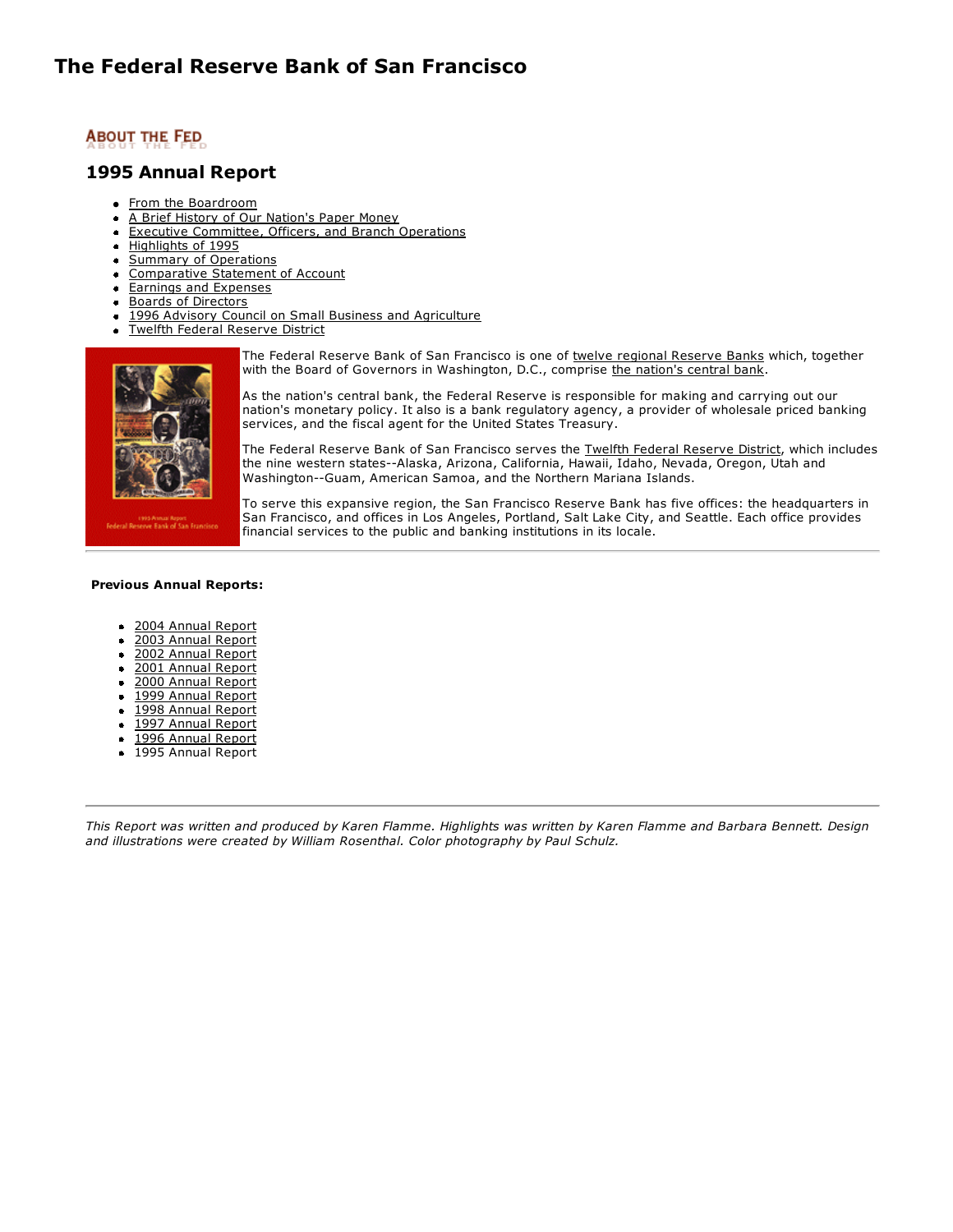# The Federal Reserve Bank of San Francisco

ABOUT THE FED

## 1995 Annual Report

- From the Boardroom
- A Brief History of Our Nation's Paper Money
- Executive Committee, Officers, and Branch Operations
- Highlights of 1995
- Summary of Operations
- Comparative Statement of Account
- Earnings and Expenses
- Boards of Directors
- 1996 Advisory Council on Small Business and Agriculture
- Twelfth Federal Reserve District

The Federal Reserve Bank of San Francisco is one of twelve regional Reserve Banks which, together with the Board of Governors in Washington, D.C., comprise the nation's central bank.

As the nation's central bank, the Federal Reserve is responsible for making and carrying out our nation's monetary policy. It also is a bank regulatory agency, a provider of wholesale priced banking services, and the fiscal agent for the United States Treasury.

The Federal Reserve Bank of San Francisco serves the Twelfth Federal Reserve District, which includes the nine western states--Alaska, Arizona, California, Hawaii, Idaho, Nevada, Oregon, Utah and Washington--Guam, American Samoa, and the Northern Mariana Islands.

To serve this expansive region, the San Francisco Reserve Bank has five offices: the headquarters in San Francisco, and offices in Los Angeles, Portland, Salt Lake City, and Seattle. Each office provides financial services to the public and banking institutions in its locale.

**Previous Annual Reports:**

- 2004 Annual Report
- 2003 Annual Report
- 2002 Annual Report
- 2001 Annual Report
- 2000 Annual Report
- 1999 Annual Report
- 1998 Annual Report
- 1997 Annual Report
- 1996 Annual Report
- 1995 Annual Report

*This Report was written and produced by Karen Flamme. Highlights was written by Karen Flamme and Barbara Bennett. Design and illustrations were created by William Rosenthal. Color photography by Paul Schulz.*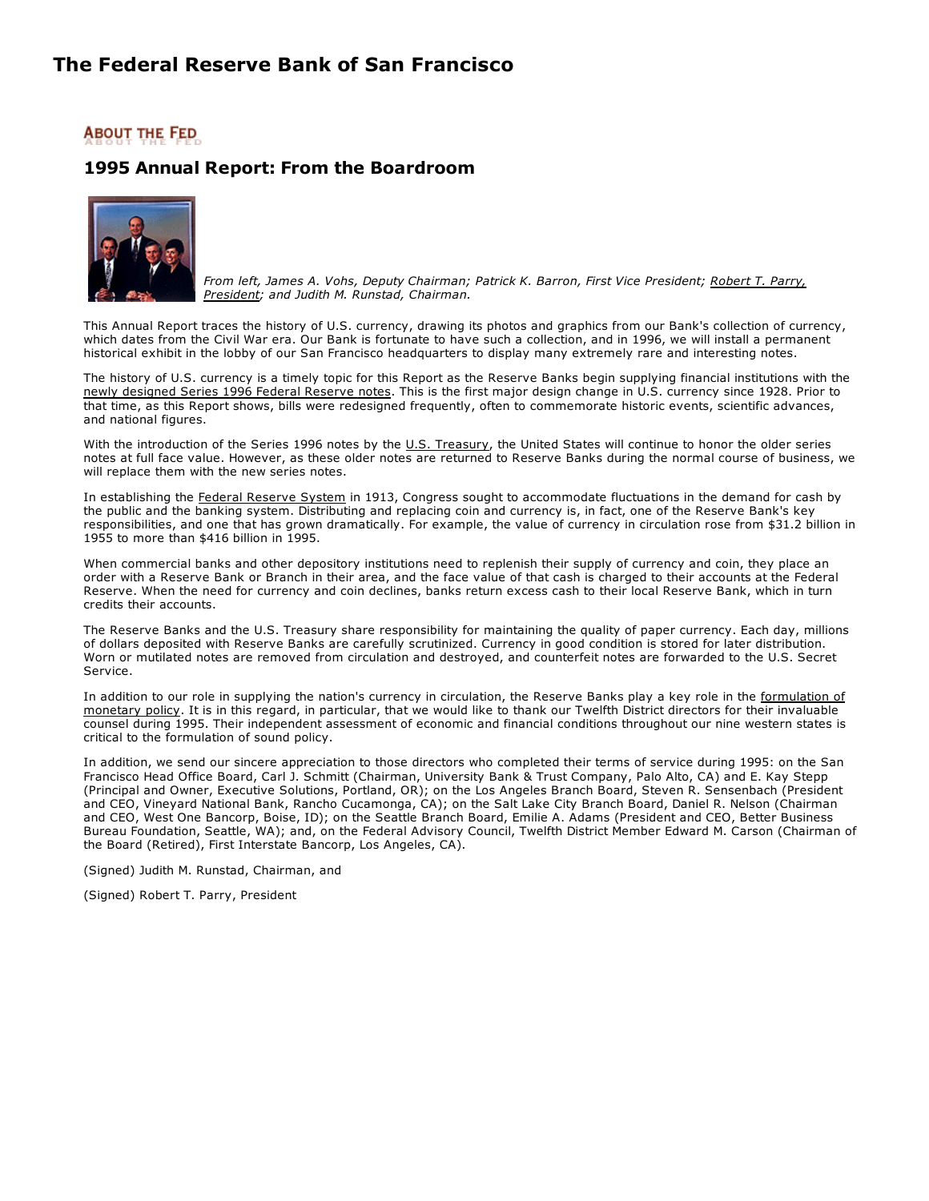# The Federal Reserve Bank of San Francisco

ABOUT THE FED

## 1995 Annual Report: From the Boardroom

*From left, James A. Vohs, Deputy Chairman; Patrick K. Barron, First Vice President; Robert T. Parry, President; and Judith M. Runstad, Chairman.*

This Annual Report traces the history of U.S. currency, drawing its photos and graphics from our Bank's collection of currency, which dates from the Civil War era. Our Bank is fortunate to have such a collection, and in 1996, we will install a permanent historical exhibit in the lobby of our San Francisco headquarters to display many extremely rare and interesting notes.

The history of U.S. currency is a timely topic for this Report as the Reserve Banks begin supplying financial institutions with the newly designed Series 1996 Federal Reserve notes. This is the first major design change in U.S. currency since 1928. Prior to that time, as this Report shows, bills were redesigned frequently, often to commemorate historic events, scientific advances, and national figures.

With the introduction of the Series 1996 notes by the U.S. Treasury, the United States will continue to honor the older series notes at full face value. However, as these older notes are returned to Reserve Banks during the normal course of business, we will replace them with the new series notes.

In establishing the Federal Reserve System in 1913, Congress sought to accommodate fluctuations in the demand for cash by the public and the banking system. Distributing and replacing coin and currency is, in fact, one of the Reserve Bank's key responsibilities, and one that has grown dramatically. For example, the value of currency in circulation rose from $31.2 billion in 1955 to more than $416 billion in 1995.

When commercial banks and other depository institutions need to replenish their supply of currency and coin, they place an order with a Reserve Bank or Branch in their area, and the face value of that cash is charged to their accounts at the Federal Reserve. When the need for currency and coin declines, banks return excess cash to their local Reserve Bank, which in turn credits their accounts.

The Reserve Banks and the U.S. Treasury share responsibility for maintaining the quality of paper currency. Each day, millions of dollars deposited with Reserve Banks are carefully scrutinized. Currency in good condition is stored for later distribution. Worn or mutilated notes are removed from circulation and destroyed, and counterfeit notes are forwarded to the U.S. Secret Service.

In addition to our role in supplying the nation's currency in circulation, the Reserve Banks play a key role in the formulation of monetary policy. It is in this regard, in particular, that we would like to thank our Twelfth District directors for their invaluable counsel during 1995. Their independent assessment of economic and financial conditions throughout our nine western states is critical to the formulation of sound policy.

In addition, we send our sincere appreciation to those directors who completed their terms of service during 1995: on the San Francisco Head Office Board, Carl J. Schmitt (Chairman, University Bank & Trust Company, Palo Alto, CA) and E. Kay Stepp (Principal and Owner, Executive Solutions, Portland, OR); on the Los Angeles Branch Board, Steven R. Sensenbach (President and CEO, Vineyard National Bank, Rancho Cucamonga, CA); on the Salt Lake City Branch Board, Daniel R. Nelson (Chairman and CEO, West One Bancorp, Boise, ID); on the Seattle Branch Board, Emilie A. Adams (President and CEO, Better Business Bureau Foundation, Seattle, WA); and, on the Federal Advisory Council, Twelfth District Member Edward M. Carson (Chairman of the Board (Retired), First Interstate Bancorp, Los Angeles, CA).

(Signed) Judith M. Runstad, Chairman, and

(Signed) Robert T. Parry, President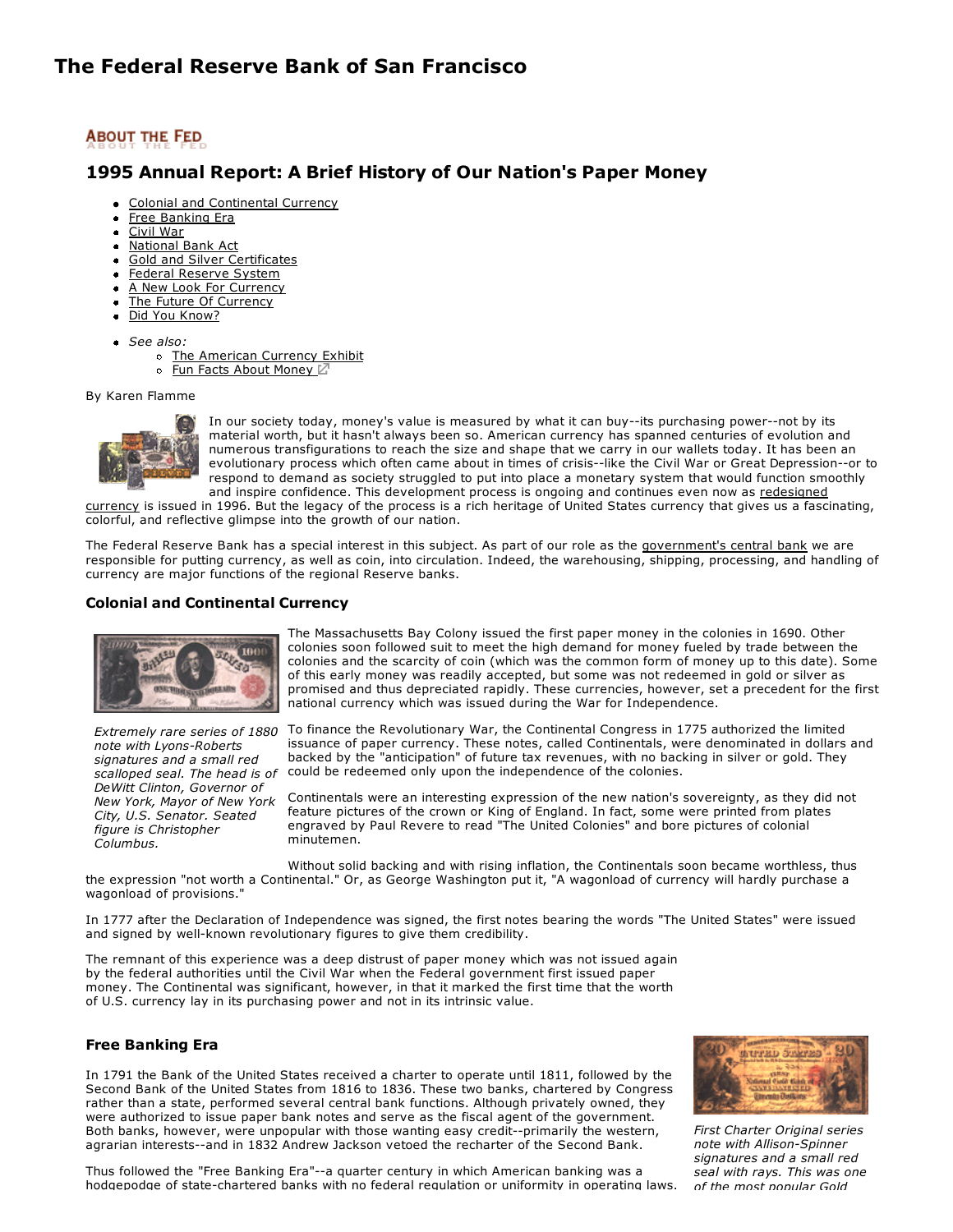# The Federal Reserve Bank of San Francisco

ABOUT THE FED

## 1995 Annual Report: A Brief History of Our Nation's Paper Money

- Colonial and Continental Currency
- Free Banking Era
- Civil War
- National Bank Act
- Gold and Silver Certificates
- Federal Reserve System
- A New Look For Currency
- The Future Of Currency
- Did You Know?

- *See also:*
  - The American Currency Exhibit
  - Fun Facts About Money

By Karen Flamme

In our society today, money's value is measured by what it can buy--its purchasing power--not by its material worth, but it hasn't always been so. American currency has spanned centuries of evolution and numerous transfigurations to reach the size and shape that we carry in our wallets today. It has been an evolutionary process which often came about in times of crisis--like the Civil War or Great Depression--or to respond to demand as society struggled to put into place a monetary system that would function smoothly and inspire confidence. This development process is ongoing and continues even now as redesigned currency is issued in 1996. But the legacy of the process is a rich heritage of United States currency that gives us a fascinating, colorful, and reflective glimpse into the growth of our nation.

The Federal Reserve Bank has a special interest in this subject. As part of our role as the government's central bank we are responsible for putting currency, as well as coin, into circulation. Indeed, the warehousing, shipping, processing, and handling of currency are major functions of the regional Reserve banks.

### Colonial and Continental Currency

*Extremely rare series of 1880 note with Lyons-Roberts signatures and a small red scalloped seal. The head is of DeWitt Clinton, Governor of New York, Mayor of New York City, U.S. Senator. Seated figure is Christopher Columbus.*

The Massachusetts Bay Colony issued the first paper money in the colonies in 1690. Other colonies soon followed suit to meet the high demand for money fueled by trade between the colonies and the scarcity of coin (which was the common form of money up to this date). Some of this early money was readily accepted, but some was not redeemed in gold or silver as promised and thus depreciated rapidly. These currencies, however, set a precedent for the first national currency which was issued during the War for Independence.

To finance the Revolutionary War, the Continental Congress in 1775 authorized the limited issuance of paper currency. These notes, called Continentals, were denominated in dollars and backed by the "anticipation" of future tax revenues, with no backing in silver or gold. They could be redeemed only upon the independence of the colonies.

Continentals were an interesting expression of the new nation's sovereignty, as they did not feature pictures of the crown or King of England. In fact, some were printed from plates engraved by Paul Revere to read "The United Colonies" and bore pictures of colonial minutemen.

Without solid backing and with rising inflation, the Continentals soon became worthless, thus the expression "not worth a Continental." Or, as George Washington put it, "A wagonload of currency will hardly purchase a wagonload of provisions."

In 1777 after the Declaration of Independence was signed, the first notes bearing the words "The United States" were issued and signed by well-known revolutionary figures to give them credibility.

The remnant of this experience was a deep distrust of paper money which was not issued again by the federal authorities until the Civil War when the Federal government first issued paper money. The Continental was significant, however, in that it marked the first time that the worth of U.S. currency lay in its purchasing power and not in its intrinsic value.

### Free Banking Era

In 1791 the Bank of the United States received a charter to operate until 1811, followed by the Second Bank of the United States from 1816 to 1836. These two banks, chartered by Congress rather than a state, performed several central bank functions. Although privately owned, they were authorized to issue paper bank notes and serve as the fiscal agent of the government. Both banks, however, were unpopular with those wanting easy credit--primarily the western, agrarian interests--and in 1832 Andrew Jackson vetoed the recharter of the Second Bank.

Thus followed the "Free Banking Era"--a quarter century in which American banking was a hodgepodge of state-chartered banks with no federal regulation or uniformity in operating laws.

*First Charter Original series note with Allison-Spinner signatures and a small red seal with rays. This was one of the most popular Gold*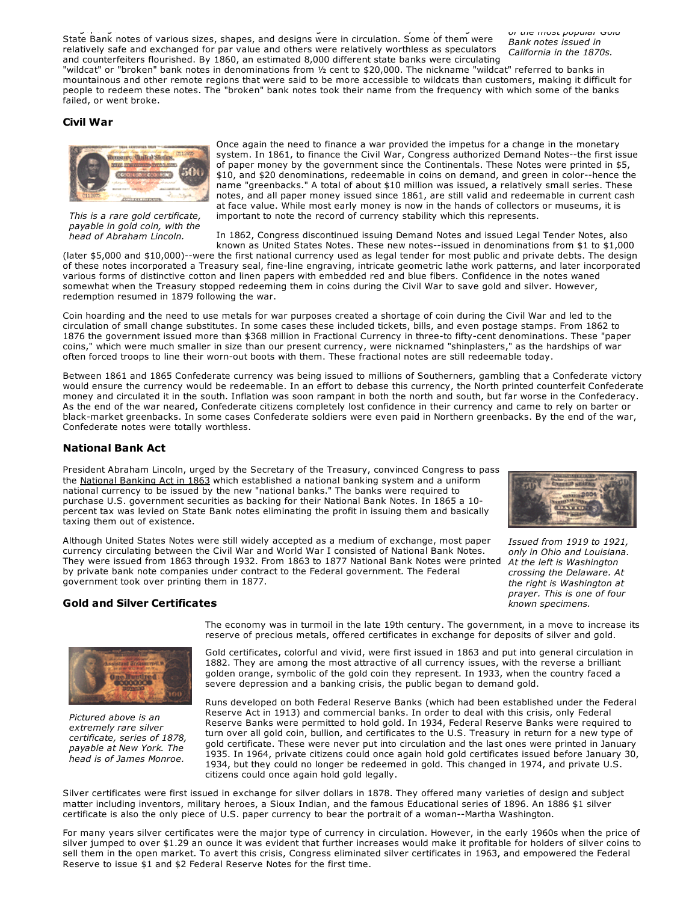State Bank notes of various sizes, shapes, and designs were in circulation. Some of them were relatively safe and exchanged for par value and others were relatively worthless as speculators and counterfeiters flourished. By 1860, an estimated 8,000 different state banks were circulating "wildcat" or "broken" bank notes in denominations from ½ cent to $20,000. The nickname "wildcat" referred to banks in mountainous and other remote regions that were said to be more accessible to wildcats than customers, making it difficult for people to redeem these notes. The "broken" bank notes took their name from the frequency with which some of the banks failed, or went broke.

*of the most popular Gold Bank notes issued in California in the 1870s.*

### Civil War

*This is a rare gold certificate, payable in gold coin, with the head of Abraham Lincoln.*

Once again the need to finance a war provided the impetus for a change in the monetary system. In 1861, to finance the Civil War, Congress authorized Demand Notes--the first issue of paper money by the government since the Continentals. These Notes were printed in $5, $10, and $20 denominations, redeemable in coins on demand, and green in color--hence the name "greenbacks." A total of about $10 million was issued, a relatively small series. These notes, and all paper money issued since 1861, are still valid and redeemable in current cash at face value. While most early money is now in the hands of collectors or museums, it is important to note the record of currency stability which this represents.

In 1862, Congress discontinued issuing Demand Notes and issued Legal Tender Notes, also known as United States Notes. These new notes--issued in denominations from $1 to $1,000 (later $5,000 and $10,000)--were the first national currency used as legal tender for most public and private debts. The design of these notes incorporated a Treasury seal, fine-line engraving, intricate geometric lathe work patterns, and later incorporated various forms of distinctive cotton and linen papers with embedded red and blue fibers. Confidence in the notes waned somewhat when the Treasury stopped redeeming them in coins during the Civil War to save gold and silver. However, redemption resumed in 1879 following the war.

Coin hoarding and the need to use metals for war purposes created a shortage of coin during the Civil War and led to the circulation of small change substitutes. In some cases these included tickets, bills, and even postage stamps. From 1862 to 1876 the government issued more than $368 million in Fractional Currency in three-to fifty-cent denominations. These "paper coins," which were much smaller in size than our present currency, were nicknamed "shinplasters," as the hardships of war often forced troops to line their worn-out boots with them. These fractional notes are still redeemable today.

Between 1861 and 1865 Confederate currency was being issued to millions of Southerners, gambling that a Confederate victory would ensure the currency would be redeemable. In an effort to debase this currency, the North printed counterfeit Confederate money and circulated it in the south. Inflation was soon rampant in both the north and south, but far worse in the Confederacy. As the end of the war neared, Confederate citizens completely lost confidence in their currency and came to rely on barter or black-market greenbacks. In some cases Confederate soldiers were even paid in Northern greenbacks. By the end of the war, Confederate notes were totally worthless.

### National Bank Act

President Abraham Lincoln, urged by the Secretary of the Treasury, convinced Congress to pass the National Banking Act in 1863 which established a national banking system and a uniform national currency to be issued by the new "national banks." The banks were required to purchase U.S. government securities as backing for their National Bank Notes. In 1865 a 10-percent tax was levied on State Bank notes eliminating the profit in issuing them and basically taxing them out of existence.

*Issued from 1919 to 1921, only in Ohio and Louisiana. At the left is Washington crossing the Delaware. At the right is Washington at prayer. This is one of four known specimens.*

Although United States Notes were still widely accepted as a medium of exchange, most paper currency circulating between the Civil War and World War I consisted of National Bank Notes. They were issued from 1863 through 1932. From 1863 to 1877 National Bank Notes were printed by private bank note companies under contract to the Federal government. The Federal government took over printing them in 1877.

### Gold and Silver Certificates

The economy was in turmoil in the late 19th century. The government, in a move to increase its reserve of precious metals, offered certificates in exchange for deposits of silver and gold.

*Pictured above is an extremely rare silver certificate, series of 1878, payable at New York. The head is of James Monroe.*

Gold certificates, colorful and vivid, were first issued in 1863 and put into general circulation in 1882. They are among the most attractive of all currency issues, with the reverse a brilliant golden orange, symbolic of the gold coin they represent. In 1933, when the country faced a severe depression and a banking crisis, the public began to demand gold.

Runs developed on both Federal Reserve Banks (which had been established under the Federal Reserve Act in 1913) and commercial banks. In order to deal with this crisis, only Federal Reserve Banks were permitted to hold gold. In 1934, Federal Reserve Banks were required to turn over all gold coin, bullion, and certificates to the U.S. Treasury in return for a new type of gold certificate. These were never put into circulation and the last ones were printed in January 1935. In 1964, private citizens could once again hold gold certificates issued before January 30, 1934, but they could no longer be redeemed in gold. This changed in 1974, and private U.S. citizens could once again hold gold legally.

Silver certificates were first issued in exchange for silver dollars in 1878. They offered many varieties of design and subject matter including inventors, military heroes, a Sioux Indian, and the famous Educational series of 1896. An 1886 $1 silver certificate is also the only piece of U.S. paper currency to bear the portrait of a woman--Martha Washington.

For many years silver certificates were the major type of currency in circulation. However, in the early 1960s when the price of silver jumped to over $1.29 an ounce it was evident that further increases would make it profitable for holders of silver coins to sell them in the open market. To avert this crisis, Congress eliminated silver certificates in 1963, and empowered the Federal Reserve to issue $1 and $2 Federal Reserve Notes for the first time.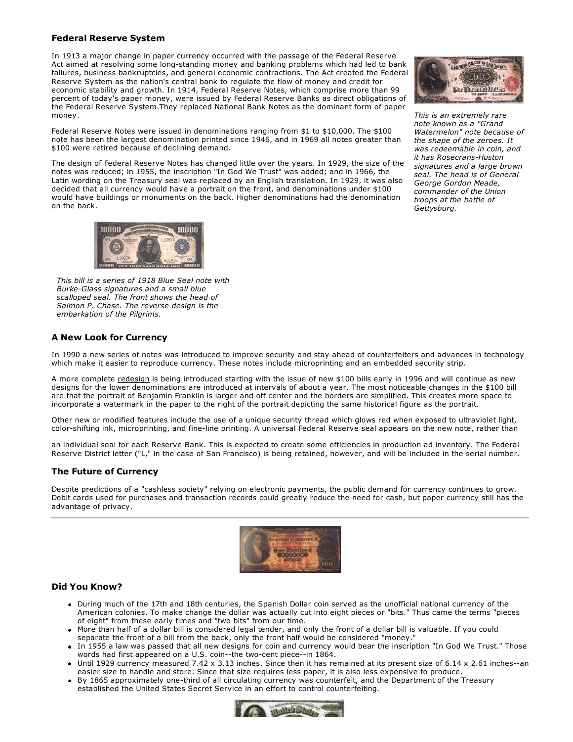### Federal Reserve System

In 1913 a major change in paper currency occurred with the passage of the Federal Reserve Act aimed at resolving some long-standing money and banking problems which had led to bank failures, business bankruptcies, and general economic contractions. The Act created the Federal Reserve System as the nation's central bank to regulate the flow of money and credit for economic stability and growth. In 1914, Federal Reserve Notes, which comprise more than 99 percent of today's paper money, were issued by Federal Reserve Banks as direct obligations of the Federal Reserve System.They replaced National Bank Notes as the dominant form of paper money.

Federal Reserve Notes were issued in denominations ranging from $1 to $10,000. The $100 note has been the largest denomination printed since 1946, and in 1969 all notes greater than $100 were retired because of declining demand.

The design of Federal Reserve Notes has changed little over the years. In 1929, the size of the notes was reduced; in 1955, the inscription "In God We Trust" was added; and in 1966, the Latin wording on the Treasury seal was replaced by an English translation. In 1929, it was also decided that all currency would have a portrait on the front, and denominations under $100 would have buildings or monuments on the back. Higher denominations had the denomination on the back.

*This is an extremely rare note known as a "Grand Watermelon" note because of the shape of the zeroes. It was redeemable in coin, and it has Rosecrans-Huston signatures and a large brown seal. The head is of General George Gordon Meade, commander of the Union troops at the battle of Gettysburg.*

*This bill is a series of 1918 Blue Seal note with Burke-Glass signatures and a small blue scalloped seal. The front shows the head of Salmon P. Chase. The reverse design is the embarkation of the Pilgrims.*

### A New Look for Currency

In 1990 a new series of notes was introduced to improve security and stay ahead of counterfeiters and advances in technology which make it easier to reproduce currency. These notes include microprinting and an embedded security strip.

A more complete redesign is being introduced starting with the issue of new $100 bills early in 1996 and will continue as new designs for the lower denominations are introduced at intervals of about a year. The most noticeable changes in the $100 bill are that the portrait of Benjamin Franklin is larger and off center and the borders are simplified. This creates more space to incorporate a watermark in the paper to the right of the portrait depicting the same historical figure as the portrait.

Other new or modified features include the use of a unique security thread which glows red when exposed to ultraviolet light, color-shifting ink, microprinting, and fine-line printing. A universal Federal Reserve seal appears on the new note, rather than

an individual seal for each Reserve Bank. This is expected to create some efficiencies in production ad inventory. The Federal Reserve District letter ("L," in the case of San Francisco) is being retained, however, and will be included in the serial number.

### The Future of Currency

Despite predictions of a "cashless society" relying on electronic payments, the public demand for currency continues to grow. Debit cards used for purchases and transaction records could greatly reduce the need for cash, but paper currency still has the advantage of privacy.

---

### Did You Know?

- During much of the 17th and 18th centuries, the Spanish Dollar coin served as the unofficial national currency of the American colonies. To make change the dollar was actually cut into eight pieces or "bits." Thus came the terms "pieces of eight" from these early times and "two bits" from our time.
- More than half of a dollar bill is considered legal tender, and only the front of a dollar bill is valuable. If you could separate the front of a bill from the back, only the front half would be considered "money."
- In 1955 a law was passed that all new designs for coin and currency would bear the inscription "In God We Trust." Those words had first appeared on a U.S. coin--the two-cent piece--in 1864.
- Until 1929 currency measured 7.42 x 3.13 inches. Since then it has remained at its present size of 6.14 x 2.61 inches--an easier size to handle and store. Since that size requires less paper, it is also less expensive to produce.
- By 1865 approximately one-third of all circulating currency was counterfeit, and the Department of the Treasury established the United States Secret Service in an effort to control counterfeiting.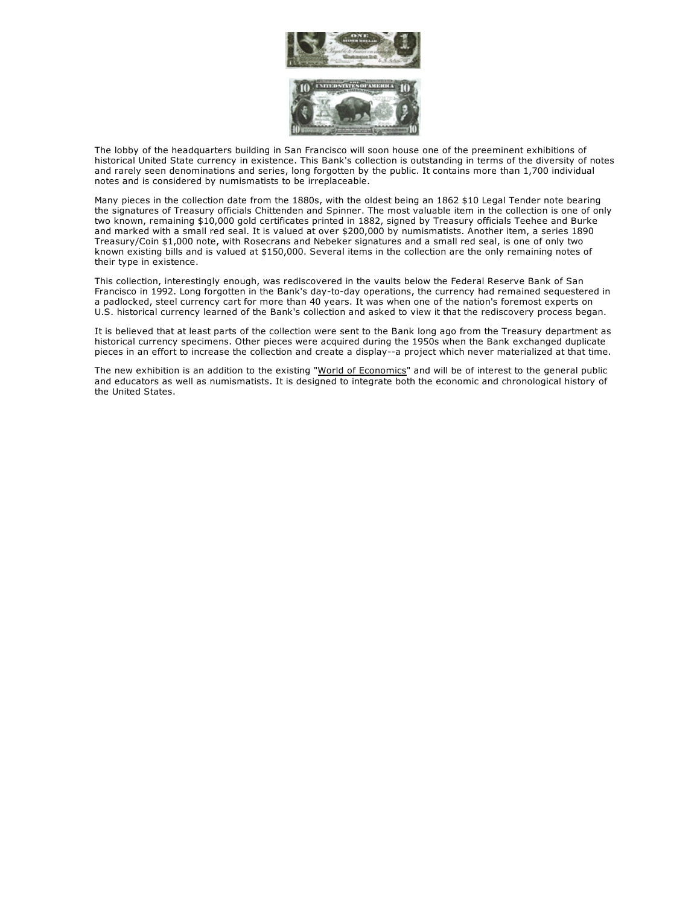The lobby of the headquarters building in San Francisco will soon house one of the preeminent exhibitions of historical United State currency in existence. This Bank's collection is outstanding in terms of the diversity of notes and rarely seen denominations and series, long forgotten by the public. It contains more than 1,700 individual notes and is considered by numismatists to be irreplaceable.

Many pieces in the collection date from the 1880s, with the oldest being an 1862 $10 Legal Tender note bearing the signatures of Treasury officials Chittenden and Spinner. The most valuable item in the collection is one of only two known, remaining $10,000 gold certificates printed in 1882, signed by Treasury officials Teehee and Burke and marked with a small red seal. It is valued at over $200,000 by numismatists. Another item, a series 1890 Treasury/Coin $1,000 note, with Rosecrans and Nebeker signatures and a small red seal, is one of only two known existing bills and is valued at $150,000. Several items in the collection are the only remaining notes of their type in existence.

This collection, interestingly enough, was rediscovered in the vaults below the Federal Reserve Bank of San Francisco in 1992. Long forgotten in the Bank's day-to-day operations, the currency had remained sequestered in a padlocked, steel currency cart for more than 40 years. It was when one of the nation's foremost experts on U.S. historical currency learned of the Bank's collection and asked to view it that the rediscovery process began.

It is believed that at least parts of the collection were sent to the Bank long ago from the Treasury department as historical currency specimens. Other pieces were acquired during the 1950s when the Bank exchanged duplicate pieces in an effort to increase the collection and create a display--a project which never materialized at that time.

The new exhibition is an addition to the existing "World of Economics" and will be of interest to the general public and educators as well as numismatists. It is designed to integrate both the economic and chronological history of the United States.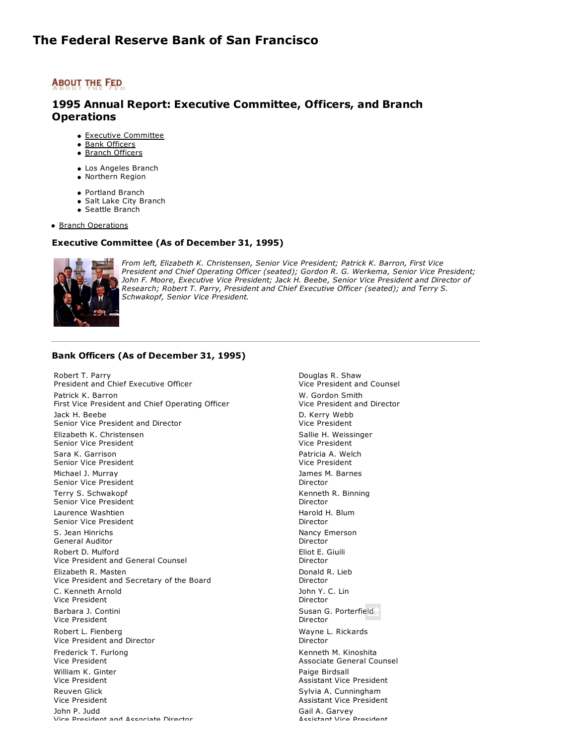# The Federal Reserve Bank of San Francisco

ABOUT THE FED

## 1995 Annual Report: Executive Committee, Officers, and Branch Operations

- Executive Committee
- Bank Officers
- Branch Officers
  - Los Angeles Branch
  - Northern Region
  - Portland Branch
  - Salt Lake City Branch
  - Seattle Branch
- Branch Operations

### Executive Committee (As of December 31, 1995)

*From left, Elizabeth K. Christensen, Senior Vice President; Patrick K. Barron, First Vice President and Chief Operating Officer (seated); Gordon R. G. Werkema, Senior Vice President; John F. Moore, Executive Vice President; Jack H. Beebe, Senior Vice President and Director of Research; Robert T. Parry, President and Chief Executive Officer (seated); and Terry S. Schwakopf, Senior Vice President.*

---

### Bank Officers (As of December 31, 1995)

Robert T. Parry
President and Chief Executive Officer

Patrick K. Barron
First Vice President and Chief Operating Officer

Jack H. Beebe
Senior Vice President and Director

Elizabeth K. Christensen
Senior Vice President

Sara K. Garrison
Senior Vice President

Michael J. Murray
Senior Vice President

Terry S. Schwakopf
Senior Vice President

Laurence Washtien
Senior Vice President

S. Jean Hinrichs
General Auditor

Robert D. Mulford
Vice President and General Counsel

Elizabeth R. Masten
Vice President and Secretary of the Board

C. Kenneth Arnold
Vice President

Barbara J. Contini
Vice President

Robert L. Fienberg
Vice President and Director

Frederick T. Furlong
Vice President

William K. Ginter
Vice President

Reuven Glick
Vice President

John P. Judd
Vice President and Associate Director

Douglas R. Shaw
Vice President and Counsel

W. Gordon Smith
Vice President and Director

D. Kerry Webb
Vice President

Sallie H. Weissinger
Vice President

Patricia A. Welch
Vice President

James M. Barnes
Director

Kenneth R. Binning
Director

Harold H. Blum
Director

Nancy Emerson
Director

Eliot E. Giuili
Director

Donald R. Lieb
Director

John Y. C. Lin
Director

Susan G. Porterfield
Director

Wayne L. Rickards
Director

Kenneth M. Kinoshita
Associate General Counsel

Paige Birdsall
Assistant Vice President

Sylvia A. Cunningham
Assistant Vice President

Gail A. Garvey
Assistant Vice President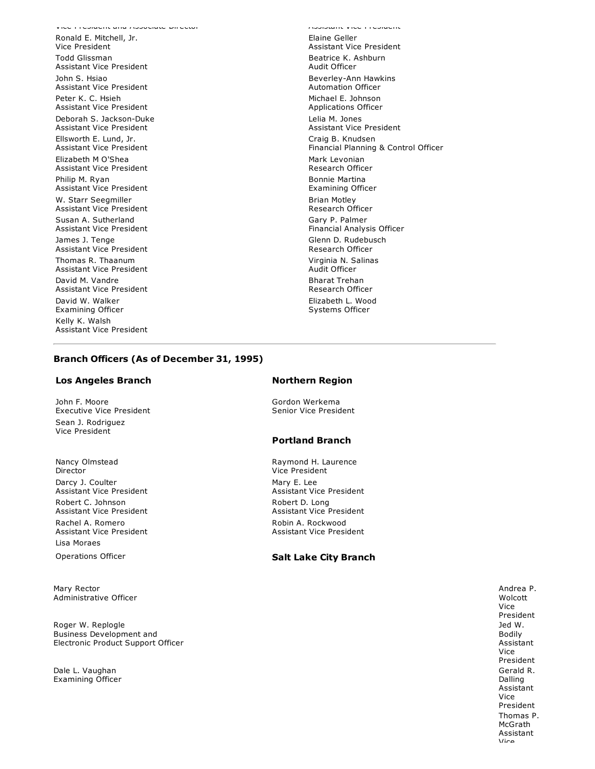Ronald E. Mitchell, Jr.
Vice President

Todd Glissman
Assistant Vice President

John S. Hsiao
Assistant Vice President

Peter K. C. Hsieh
Assistant Vice President

Deborah S. Jackson-Duke
Assistant Vice President

Ellsworth E. Lund, Jr.
Assistant Vice President

Elizabeth M O'Shea
Assistant Vice President

Philip M. Ryan
Assistant Vice President

W. Starr Seegmiller
Assistant Vice President

Susan A. Sutherland
Assistant Vice President

James J. Tenge
Assistant Vice President

Thomas R. Thaanum
Assistant Vice President

David M. Vandre
Assistant Vice President

David W. Walker
Examining Officer

Kelly K. Walsh
Assistant Vice President

Elaine Geller
Assistant Vice President

Beatrice K. Ashburn
Audit Officer

Beverley-Ann Hawkins
Automation Officer

Michael E. Johnson
Applications Officer

Lelia M. Jones
Assistant Vice President

Craig B. Knudsen
Financial Planning & Control Officer

Mark Levonian
Research Officer

Bonnie Martina
Examining Officer

Brian Motley
Research Officer

Gary P. Palmer
Financial Analysis Officer

Glenn D. Rudebusch
Research Officer

Virginia N. Salinas
Audit Officer

Bharat Trehan
Research Officer

Elizabeth L. Wood
Systems Officer

---

### Branch Officers (As of December 31, 1995)

#### Los Angeles Branch

John F. Moore
Executive Vice President

Sean J. Rodriguez
Vice President

Nancy Olmstead
Director

Darcy J. Coulter
Assistant Vice President

Robert C. Johnson
Assistant Vice President

Rachel A. Romero
Assistant Vice President

Lisa Moraes
Operations Officer

Mary Rector
Administrative Officer

Roger W. Replogle
Business Development and Electronic Product Support Officer

Dale L. Vaughan
Examining Officer

#### Northern Region

Gordon Werkema
Senior Vice President

#### Portland Branch

Raymond H. Laurence
Vice President

Mary E. Lee
Assistant Vice President

Robert D. Long
Assistant Vice President

Robin A. Rockwood
Assistant Vice President

#### Salt Lake City Branch

Andrea P. Wolcott
Vice President

Jed W. Bodily
Assistant Vice President

Gerald R. Dalling
Assistant Vice President

Thomas P. McGrath
Assistant Vice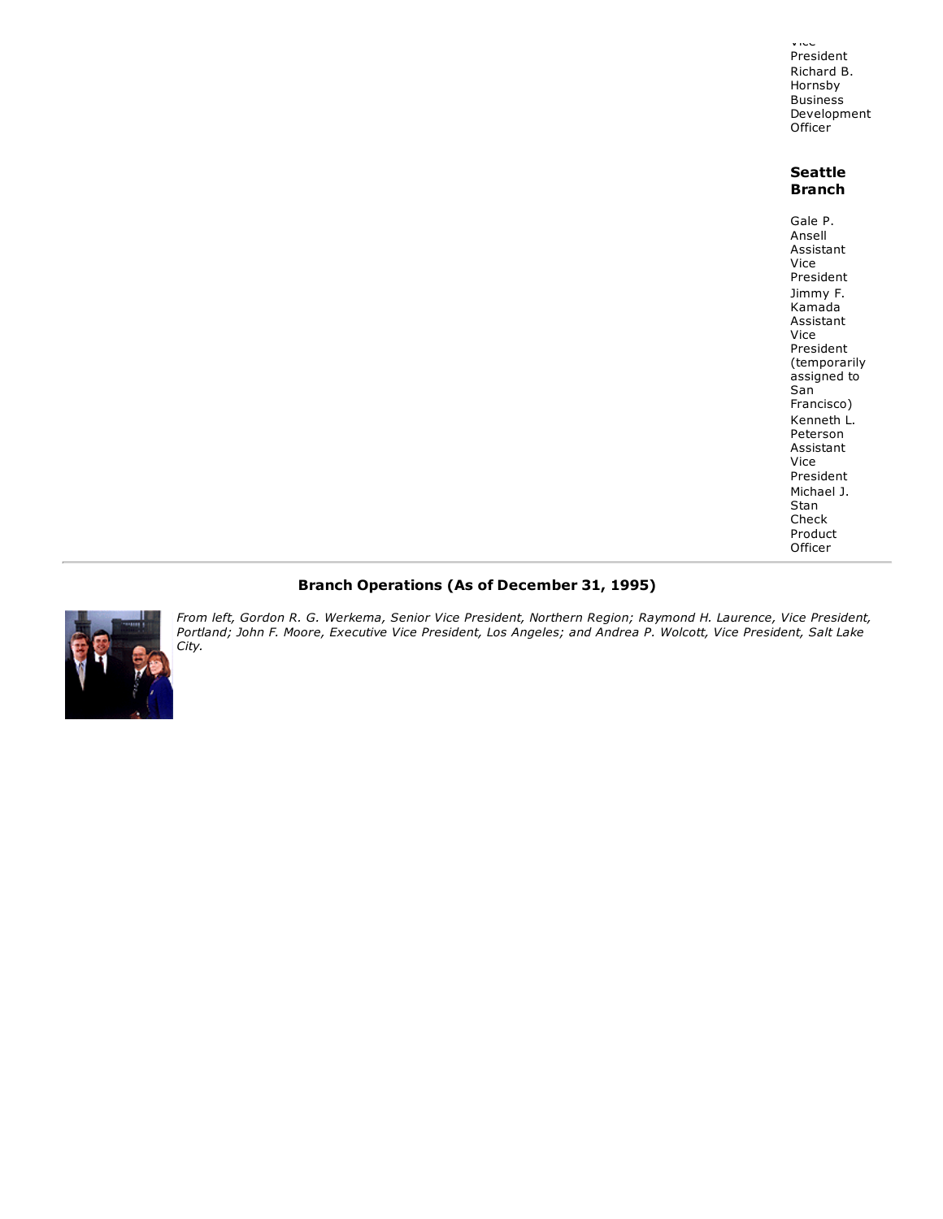Vice President
Richard B. Hornsby
Business Development Officer

**Seattle Branch**

Gale P. Ansell
Assistant Vice President

Jimmy F. Kamada
Assistant Vice President (temporarily assigned to San Francisco)

Kenneth L. Peterson
Assistant Vice President

Michael J. Stan
Check Product Officer

---

## Branch Operations (As of December 31, 1995)

*From left, Gordon R. G. Werkema, Senior Vice President, Northern Region; Raymond H. Laurence, Vice President, Portland; John F. Moore, Executive Vice President, Los Angeles; and Andrea P. Wolcott, Vice President, Salt Lake City.*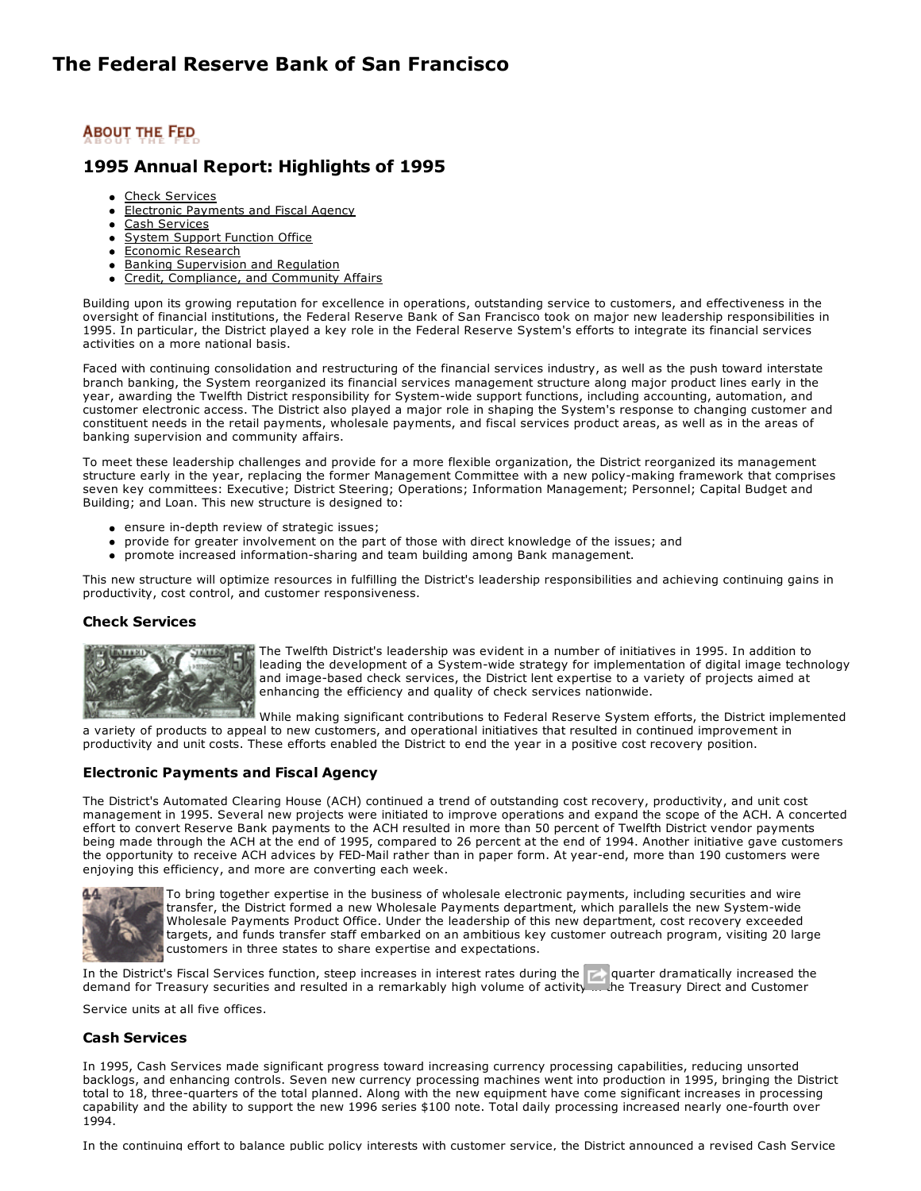# The Federal Reserve Bank of San Francisco

ABOUT THE FED

## 1995 Annual Report: Highlights of 1995

- Check Services
- Electronic Payments and Fiscal Agency
- Cash Services
- System Support Function Office
- Economic Research
- Banking Supervision and Regulation
- Credit, Compliance, and Community Affairs

Building upon its growing reputation for excellence in operations, outstanding service to customers, and effectiveness in the oversight of financial institutions, the Federal Reserve Bank of San Francisco took on major new leadership responsibilities in 1995. In particular, the District played a key role in the Federal Reserve System's efforts to integrate its financial services activities on a more national basis.

Faced with continuing consolidation and restructuring of the financial services industry, as well as the push toward interstate branch banking, the System reorganized its financial services management structure along major product lines early in the year, awarding the Twelfth District responsibility for System-wide support functions, including accounting, automation, and customer electronic access. The District also played a major role in shaping the System's response to changing customer and constituent needs in the retail payments, wholesale payments, and fiscal services product areas, as well as in the areas of banking supervision and community affairs.

To meet these leadership challenges and provide for a more flexible organization, the District reorganized its management structure early in the year, replacing the former Management Committee with a new policy-making framework that comprises seven key committees: Executive; District Steering; Operations; Information Management; Personnel; Capital Budget and Building; and Loan. This new structure is designed to:

- ensure in-depth review of strategic issues;
- provide for greater involvement on the part of those with direct knowledge of the issues; and
- promote increased information-sharing and team building among Bank management.

This new structure will optimize resources in fulfilling the District's leadership responsibilities and achieving continuing gains in productivity, cost control, and customer responsiveness.

### Check Services

The Twelfth District's leadership was evident in a number of initiatives in 1995. In addition to leading the development of a System-wide strategy for implementation of digital image technology and image-based check services, the District lent expertise to a variety of projects aimed at enhancing the efficiency and quality of check services nationwide.

While making significant contributions to Federal Reserve System efforts, the District implemented a variety of products to appeal to new customers, and operational initiatives that resulted in continued improvement in productivity and unit costs. These efforts enabled the District to end the year in a positive cost recovery position.

### Electronic Payments and Fiscal Agency

The District's Automated Clearing House (ACH) continued a trend of outstanding cost recovery, productivity, and unit cost management in 1995. Several new projects were initiated to improve operations and expand the scope of the ACH. A concerted effort to convert Reserve Bank payments to the ACH resulted in more than 50 percent of Twelfth District vendor payments being made through the ACH at the end of 1995, compared to 26 percent at the end of 1994. Another initiative gave customers the opportunity to receive ACH advices by FED-Mail rather than in paper form. At year-end, more than 190 customers were enjoying this efficiency, and more are converting each week.

To bring together expertise in the business of wholesale electronic payments, including securities and wire transfer, the District formed a new Wholesale Payments department, which parallels the new System-wide Wholesale Payments Product Office. Under the leadership of this new department, cost recovery exceeded targets, and funds transfer staff embarked on an ambitious key customer outreach program, visiting 20 large customers in three states to share expertise and expectations.

In the District's Fiscal Services function, steep increases in interest rates during the quarter dramatically increased the demand for Treasury securities and resulted in a remarkably high volume of activity in the Treasury Direct and Customer Service units at all five offices.

### Cash Services

In 1995, Cash Services made significant progress toward increasing currency processing capabilities, reducing unsorted backlogs, and enhancing controls. Seven new currency processing machines went into production in 1995, bringing the District total to 18, three-quarters of the total planned. Along with the new equipment have come significant increases in processing capability and the ability to support the new 1996 series $100 note. Total daily processing increased nearly one-fourth over 1994.

In the continuing effort to balance public policy interests with customer service, the District announced a revised Cash Service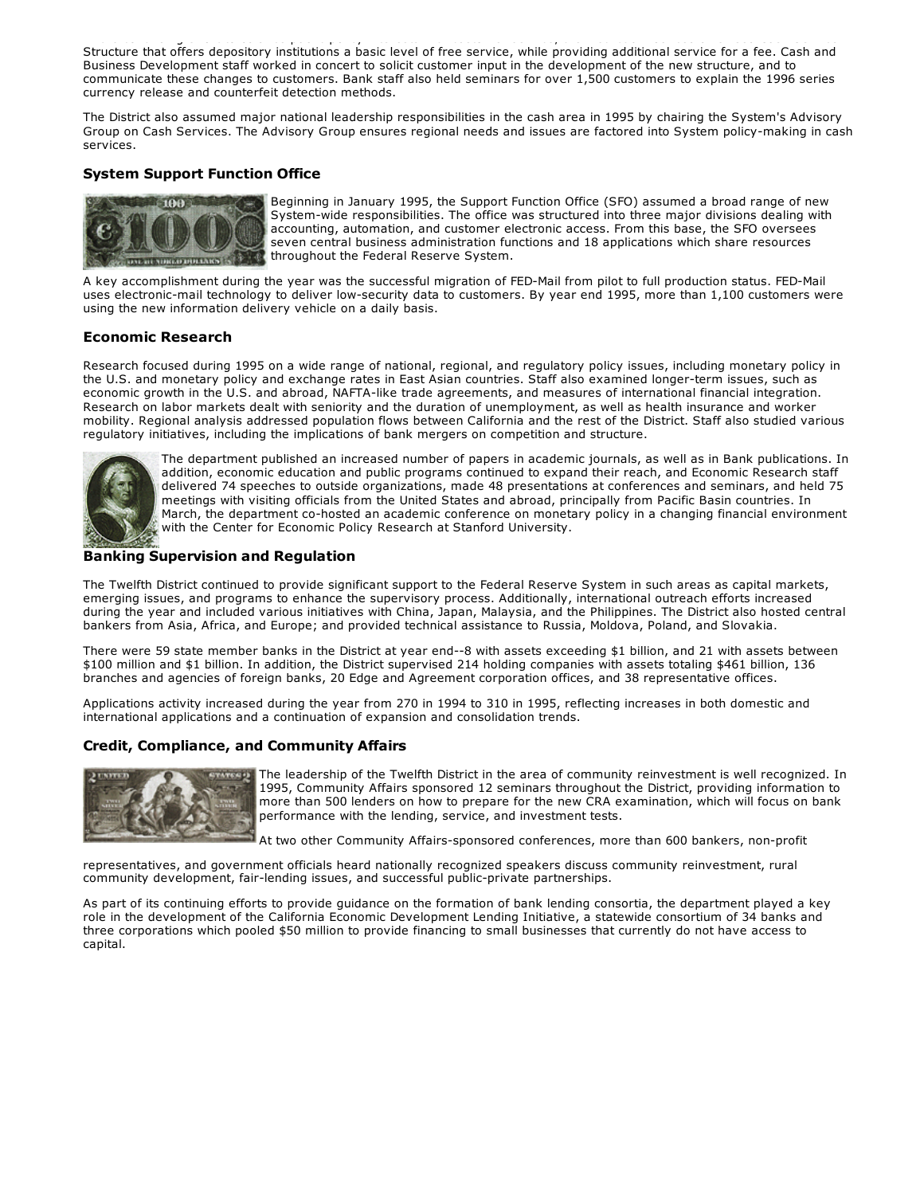Structure that offers depository institutions a basic level of free service, while providing additional service for a fee. Cash and Business Development staff worked in concert to solicit customer input in the development of the new structure, and to communicate these changes to customers. Bank staff also held seminars for over 1,500 customers to explain the 1996 series currency release and counterfeit detection methods.

The District also assumed major national leadership responsibilities in the cash area in 1995 by chairing the System's Advisory Group on Cash Services. The Advisory Group ensures regional needs and issues are factored into System policy-making in cash services.

### System Support Function Office

Beginning in January 1995, the Support Function Office (SFO) assumed a broad range of new System-wide responsibilities. The office was structured into three major divisions dealing with accounting, automation, and customer electronic access. From this base, the SFO oversees seven central business administration functions and 18 applications which share resources throughout the Federal Reserve System.

A key accomplishment during the year was the successful migration of FED-Mail from pilot to full production status. FED-Mail uses electronic-mail technology to deliver low-security data to customers. By year end 1995, more than 1,100 customers were using the new information delivery vehicle on a daily basis.

### Economic Research

Research focused during 1995 on a wide range of national, regional, and regulatory policy issues, including monetary policy in the U.S. and monetary policy and exchange rates in East Asian countries. Staff also examined longer-term issues, such as economic growth in the U.S. and abroad, NAFTA-like trade agreements, and measures of international financial integration. Research on labor markets dealt with seniority and the duration of unemployment, as well as health insurance and worker mobility. Regional analysis addressed population flows between California and the rest of the District. Staff also studied various regulatory initiatives, including the implications of bank mergers on competition and structure.

The department published an increased number of papers in academic journals, as well as in Bank publications. In addition, economic education and public programs continued to expand their reach, and Economic Research staff delivered 74 speeches to outside organizations, made 48 presentations at conferences and seminars, and held 75 meetings with visiting officials from the United States and abroad, principally from Pacific Basin countries. In March, the department co-hosted an academic conference on monetary policy in a changing financial environment with the Center for Economic Policy Research at Stanford University.

### Banking Supervision and Regulation

The Twelfth District continued to provide significant support to the Federal Reserve System in such areas as capital markets, emerging issues, and programs to enhance the supervisory process. Additionally, international outreach efforts increased during the year and included various initiatives with China, Japan, Malaysia, and the Philippines. The District also hosted central bankers from Asia, Africa, and Europe; and provided technical assistance to Russia, Moldova, Poland, and Slovakia.

There were 59 state member banks in the District at year end--8 with assets exceeding $1 billion, and 21 with assets between $100 million and $1 billion. In addition, the District supervised 214 holding companies with assets totaling $461 billion, 136 branches and agencies of foreign banks, 20 Edge and Agreement corporation offices, and 38 representative offices.

Applications activity increased during the year from 270 in 1994 to 310 in 1995, reflecting increases in both domestic and international applications and a continuation of expansion and consolidation trends.

### Credit, Compliance, and Community Affairs

The leadership of the Twelfth District in the area of community reinvestment is well recognized. In 1995, Community Affairs sponsored 12 seminars throughout the District, providing information to more than 500 lenders on how to prepare for the new CRA examination, which will focus on bank performance with the lending, service, and investment tests.

At two other Community Affairs-sponsored conferences, more than 600 bankers, non-profit representatives, and government officials heard nationally recognized speakers discuss community reinvestment, rural community development, fair-lending issues, and successful public-private partnerships.

As part of its continuing efforts to provide guidance on the formation of bank lending consortia, the department played a key role in the development of the California Economic Development Lending Initiative, a statewide consortium of 34 banks and three corporations which pooled $50 million to provide financing to small businesses that currently do not have access to capital.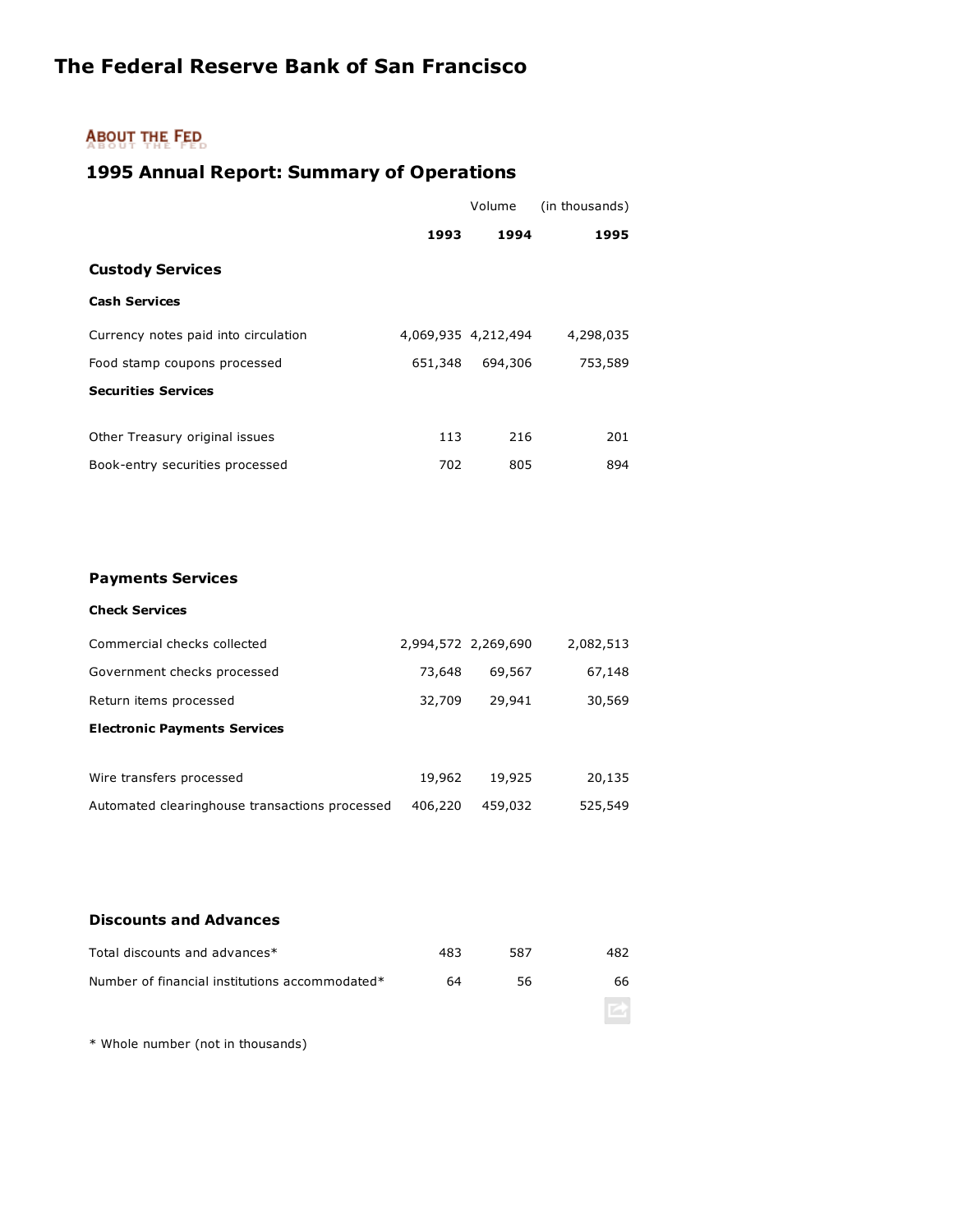# The Federal Reserve Bank of San Francisco

## About the Fed

### 1995 Annual Report: Summary of Operations

| | Volume | (in thousands) | |
|---|---|---|---|
| | **1993** | **1994** | **1995** |
| **Custody Services** | | | |
| **Cash Services** | | | |
| Currency notes paid into circulation | 4,069,935 | 4,212,494 | 4,298,035 |
| Food stamp coupons processed | 651,348 | 694,306 | 753,589 |
| **Securities Services** | | | |
| Other Treasury original issues | 113 | 216 | 201 |
| Book-entry securities processed | 702 | 805 | 894 |
| **Payments Services** | | | |
| **Check Services** | | | |
| Commercial checks collected | 2,994,572 | 2,269,690 | 2,082,513 |
| Government checks processed | 73,648 | 69,567 | 67,148 |
| Return items processed | 32,709 | 29,941 | 30,569 |
| **Electronic Payments Services** | | | |
| Wire transfers processed | 19,962 | 19,925 | 20,135 |
| Automated clearinghouse transactions processed | 406,220 | 459,032 | 525,549 |
| **Discounts and Advances** | | | |
| Total discounts and advances* | 483 | 587 | 482 |
| Number of financial institutions accommodated* | 64 | 56 | 66 |

* Whole number (not in thousands)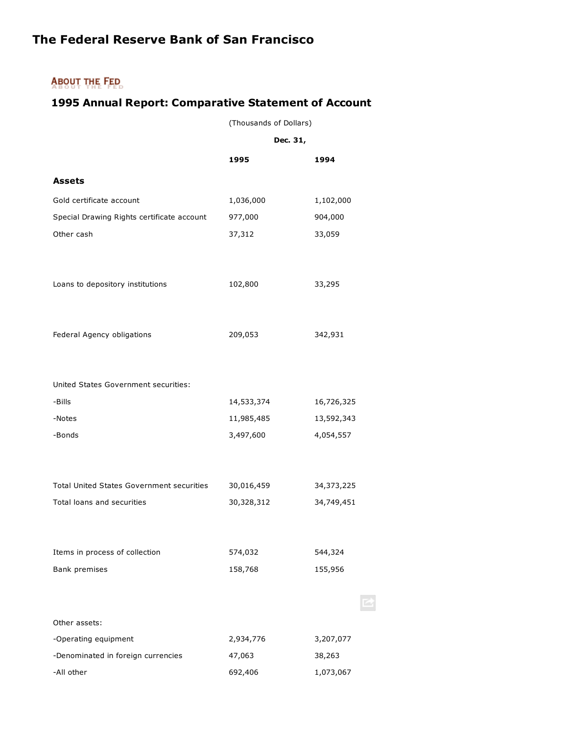# The Federal Reserve Bank of San Francisco

ABOUT THE FED

## 1995 Annual Report: Comparative Statement of Account

| | (Thousands of Dollars) | |
|---|---|---|
| | Dec. 31, | |
| | **1995** | **1994** |
| **Assets** | | |
| Gold certificate account | 1,036,000 | 1,102,000 |
| Special Drawing Rights certificate account | 977,000 | 904,000 |
| Other cash | 37,312 | 33,059 |
| Loans to depository institutions | 102,800 | 33,295 |
| Federal Agency obligations | 209,053 | 342,931 |
| United States Government securities: | | |
| -Bills | 14,533,374 | 16,726,325 |
| -Notes | 11,985,485 | 13,592,343 |
| -Bonds | 3,497,600 | 4,054,557 |
| Total United States Government securities | 30,016,459 | 34,373,225 |
| Total loans and securities | 30,328,312 | 34,749,451 |
| Items in process of collection | 574,032 | 544,324 |
| Bank premises | 158,768 | 155,956 |
| Other assets: | | |
| -Operating equipment | 2,934,776 | 3,207,077 |
| -Denominated in foreign currencies | 47,063 | 38,263 |
| -All other | 692,406 | 1,073,067 |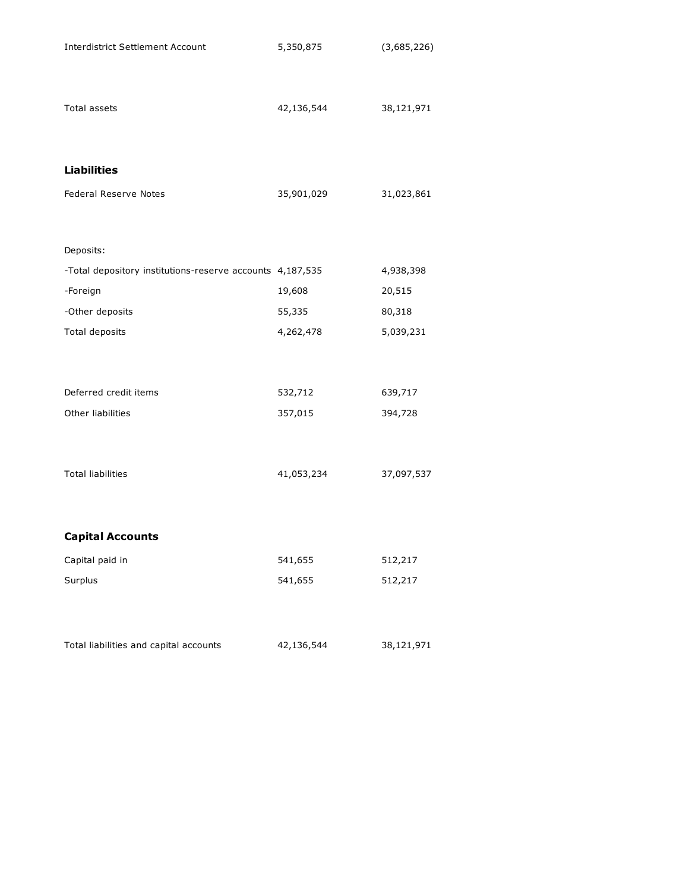| | | |
|---|---|---|
| Interdistrict Settlement Account | 5,350,875 | (3,685,226) |
| Total assets | 42,136,544 | 38,121,971 |
| **Liabilities** | | |
| Federal Reserve Notes | 35,901,029 | 31,023,861 |
| Deposits: | | |
| -Total depository institutions-reserve accounts | 4,187,535 | 4,938,398 |
| -Foreign | 19,608 | 20,515 |
| -Other deposits | 55,335 | 80,318 |
| Total deposits | 4,262,478 | 5,039,231 |
| Deferred credit items | 532,712 | 639,717 |
| Other liabilities | 357,015 | 394,728 |
| Total liabilities | 41,053,234 | 37,097,537 |
| **Capital Accounts** | | |
| Capital paid in | 541,655 | 512,217 |
| Surplus | 541,655 | 512,217 |
| Total liabilities and capital accounts | 42,136,544 | 38,121,971 |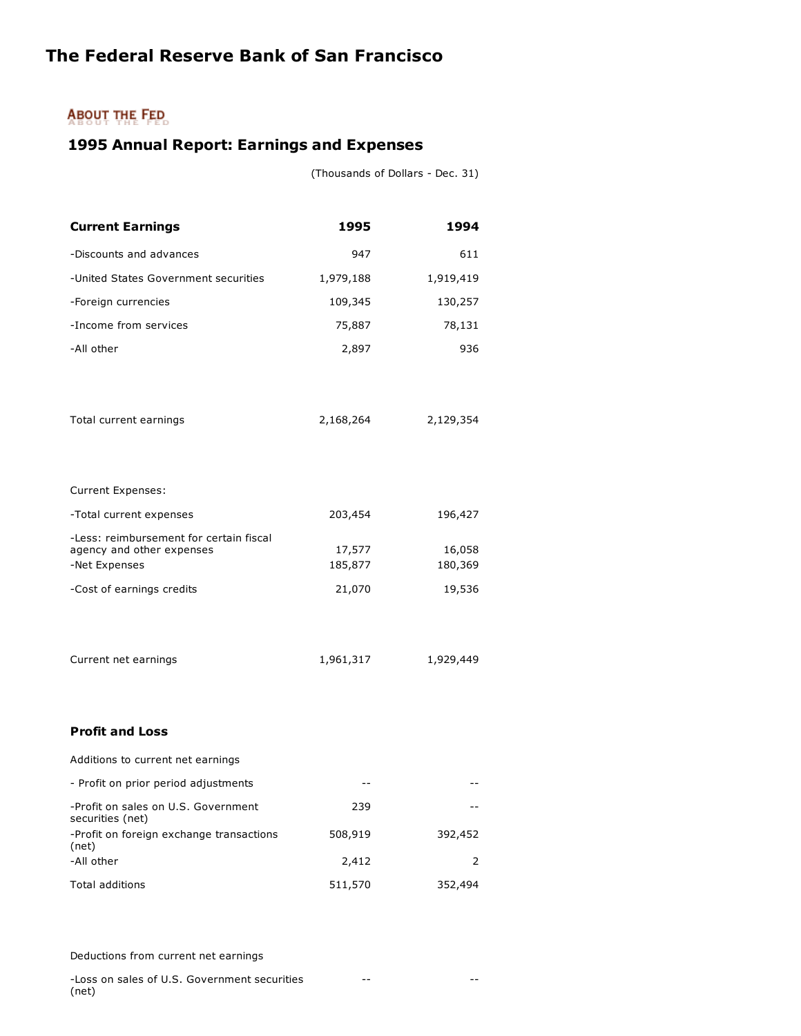# The Federal Reserve Bank of San Francisco

**About the Fed**

## 1995 Annual Report: Earnings and Expenses

(Thousands of Dollars - Dec. 31)

| **Current Earnings** | **1995** | **1994** |
|---|---|---|
| -Discounts and advances | 947 | 611 |
| -United States Government securities | 1,979,188 | 1,919,419 |
| -Foreign currencies | 109,345 | 130,257 |
| -Income from services | 75,887 | 78,131 |
| -All other | 2,897 | 936 |
| Total current earnings | 2,168,264 | 2,129,354 |
| Current Expenses: | | |
| -Total current expenses | 203,454 | 196,427 |
| -Less: reimbursement for certain fiscal agency and other expenses | 17,577 | 16,058 |
| -Net Expenses | 185,877 | 180,369 |
| -Cost of earnings credits | 21,070 | 19,536 |
| Current net earnings | 1,961,317 | 1,929,449 |
| **Profit and Loss** | | |
| Additions to current net earnings | | |
| - Profit on prior period adjustments | -- | -- |
| -Profit on sales on U.S. Government securities (net) | 239 | -- |
| -Profit on foreign exchange transactions (net) | 508,919 | 392,452 |
| -All other | 2,412 | 2 |
| Total additions | 511,570 | 352,494 |
| Deductions from current net earnings | | |
| -Loss on sales of U.S. Government securities (net) | -- | -- |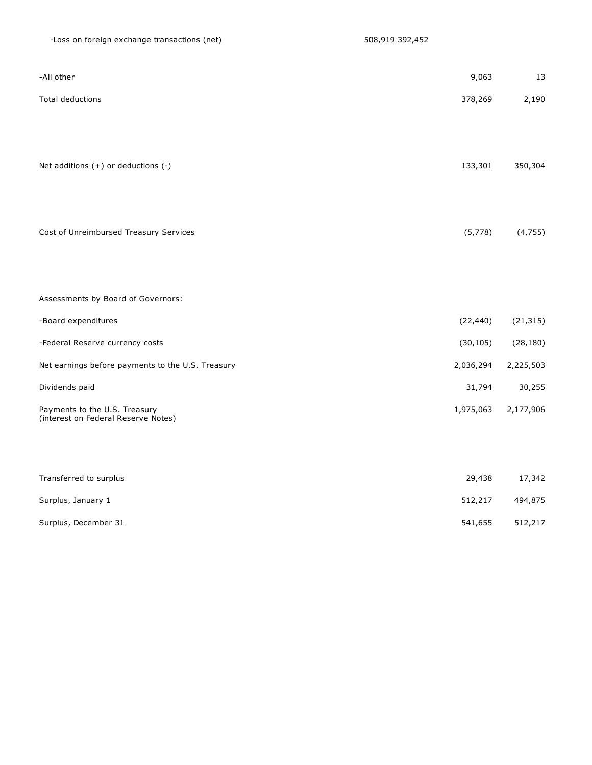| | | |
|---|---|---|
| -Loss on foreign exchange transactions (net) | 508,919 392,452 | |
| -All other | 9,063 | 13 |
| Total deductions | 378,269 | 2,190 |
| Net additions (+) or deductions (-) | 133,301 | 350,304 |
| Cost of Unreimbursed Treasury Services | (5,778) | (4,755) |
| Assessments by Board of Governors: | | |
| -Board expenditures | (22,440) | (21,315) |
| -Federal Reserve currency costs | (30,105) | (28,180) |
| Net earnings before payments to the U.S. Treasury | 2,036,294 | 2,225,503 |
| Dividends paid | 31,794 | 30,255 |
| Payments to the U.S. Treasury (interest on Federal Reserve Notes) | 1,975,063 | 2,177,906 |
| Transferred to surplus | 29,438 | 17,342 |
| Surplus, January 1 | 512,217 | 494,875 |
| Surplus, December 31 | 541,655 | 512,217 |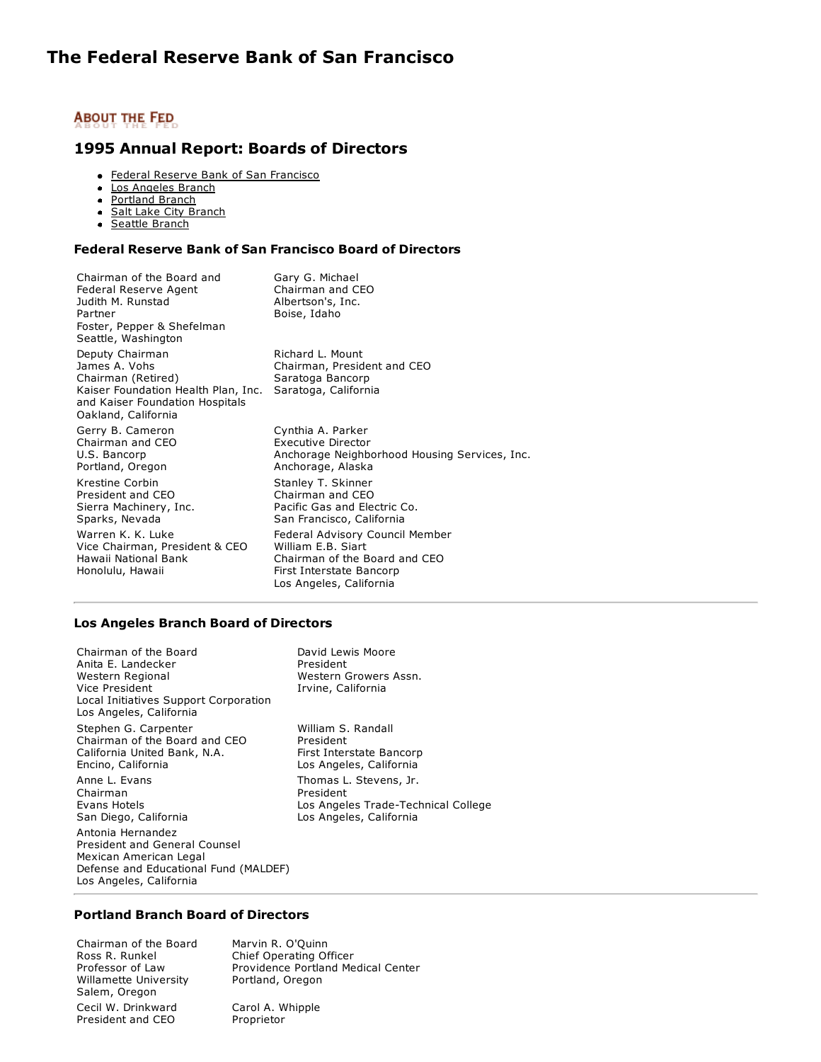# The Federal Reserve Bank of San Francisco

ABOUT THE FED

## 1995 Annual Report: Boards of Directors

- Federal Reserve Bank of San Francisco
- Los Angeles Branch
- Portland Branch
- Salt Lake City Branch
- Seattle Branch

### Federal Reserve Bank of San Francisco Board of Directors

Chairman of the Board and Federal Reserve Agent
Judith M. Runstad
Partner
Foster, Pepper & Shefelman
Seattle, Washington

Deputy Chairman
James A. Vohs
Chairman (Retired)
Kaiser Foundation Health Plan, Inc. and Kaiser Foundation Hospitals
Oakland, California

Gerry B. Cameron
Chairman and CEO
U.S. Bancorp
Portland, Oregon

Krestine Corbin
President and CEO
Sierra Machinery, Inc.
Sparks, Nevada

Warren K. K. Luke
Vice Chairman, President & CEO
Hawaii National Bank
Honolulu, Hawaii

Gary G. Michael
Chairman and CEO
Albertson's, Inc.
Boise, Idaho

Richard L. Mount
Chairman, President and CEO
Saratoga Bancorp
Saratoga, California

Cynthia A. Parker
Executive Director
Anchorage Neighborhood Housing Services, Inc.
Anchorage, Alaska

Stanley T. Skinner
Chairman and CEO
Pacific Gas and Electric Co.
San Francisco, California

Federal Advisory Council Member
William E.B. Siart
Chairman of the Board and CEO
First Interstate Bancorp
Los Angeles, California

---

### Los Angeles Branch Board of Directors

Chairman of the Board
Anita E. Landecker
Western Regional Vice President
Local Initiatives Support Corporation
Los Angeles, California

Stephen G. Carpenter
Chairman of the Board and CEO
California United Bank, N.A.
Encino, California

Anne L. Evans
Chairman
Evans Hotels
San Diego, California

Antonia Hernandez
President and General Counsel
Mexican American Legal Defense and Educational Fund (MALDEF)
Los Angeles, California

David Lewis Moore
President
Western Growers Assn.
Irvine, California

William S. Randall
President
First Interstate Bancorp
Los Angeles, California

Thomas L. Stevens, Jr.
President
Los Angeles Trade-Technical College
Los Angeles, California

---

### Portland Branch Board of Directors

Chairman of the Board
Ross R. Runkel
Professor of Law
Willamette University
Salem, Oregon

Cecil W. Drinkward
President and CEO

Marvin R. O'Quinn
Chief Operating Officer
Providence Portland Medical Center
Portland, Oregon

Carol A. Whipple
Proprietor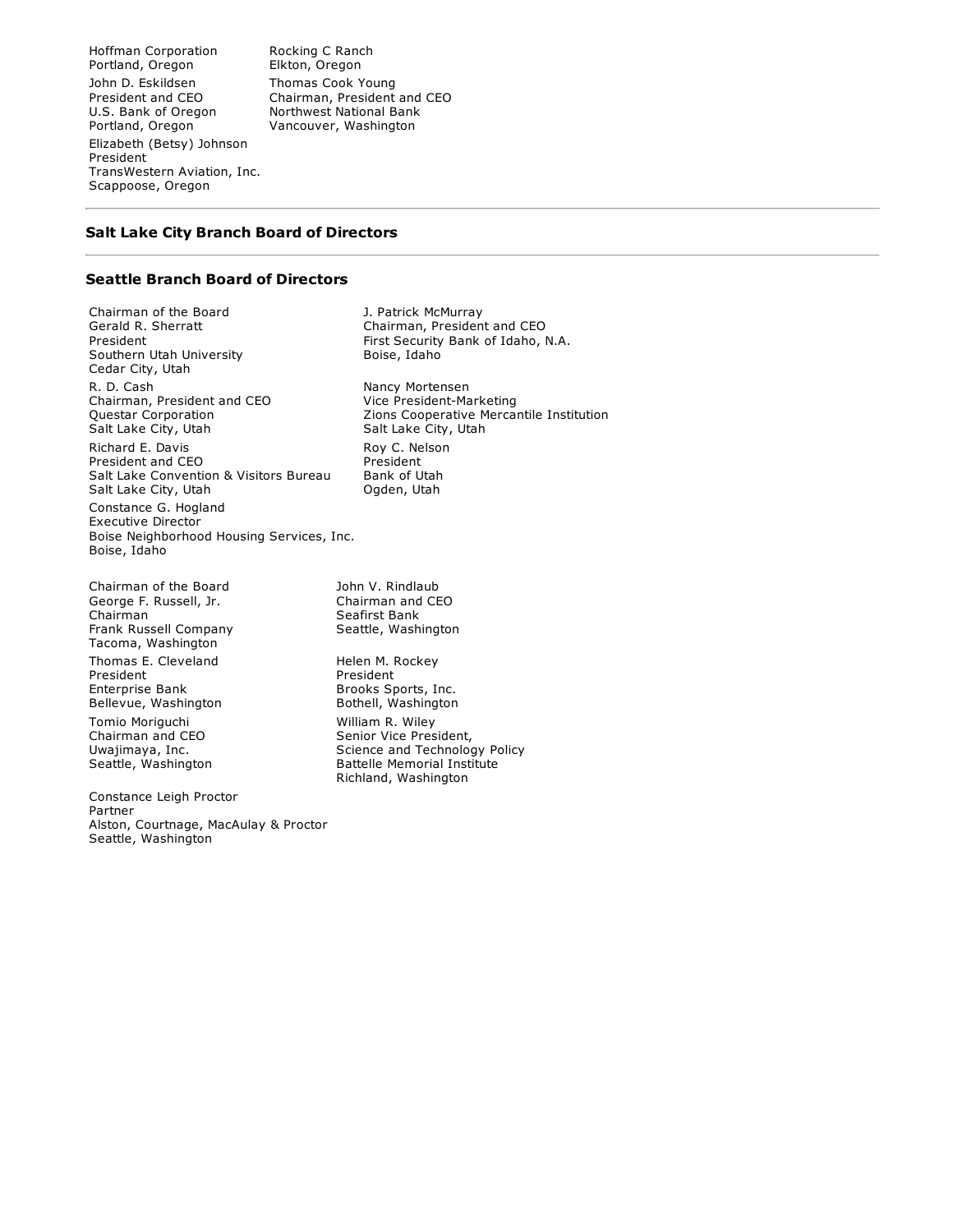Hoffman Corporation
Portland, Oregon

John D. Eskildsen
President and CEO
U.S. Bank of Oregon
Portland, Oregon

Elizabeth (Betsy) Johnson
President
TransWestern Aviation, Inc.
Scappoose, Oregon

Rocking C Ranch
Elkton, Oregon

Thomas Cook Young
Chairman, President and CEO
Northwest National Bank
Vancouver, Washington

---

### Salt Lake City Branch Board of Directors

---

### Seattle Branch Board of Directors

Chairman of the Board
Gerald R. Sherratt
President
Southern Utah University
Cedar City, Utah

R. D. Cash
Chairman, President and CEO
Questar Corporation
Salt Lake City, Utah

Richard E. Davis
President and CEO
Salt Lake Convention & Visitors Bureau
Salt Lake City, Utah

Constance G. Hogland
Executive Director
Boise Neighborhood Housing Services, Inc.
Boise, Idaho

J. Patrick McMurray
Chairman, President and CEO
First Security Bank of Idaho, N.A.
Boise, Idaho

Nancy Mortensen
Vice President-Marketing
Zions Cooperative Mercantile Institution
Salt Lake City, Utah

Roy C. Nelson
President
Bank of Utah
Ogden, Utah

Chairman of the Board
George F. Russell, Jr.
Chairman
Frank Russell Company
Tacoma, Washington

Thomas E. Cleveland
President
Enterprise Bank
Bellevue, Washington

Tomio Moriguchi
Chairman and CEO
Uwajimaya, Inc.
Seattle, Washington

Constance Leigh Proctor
Partner
Alston, Courtnage, MacAulay & Proctor
Seattle, Washington

John V. Rindlaub
Chairman and CEO
Seafirst Bank
Seattle, Washington

Helen M. Rockey
President
Brooks Sports, Inc.
Bothell, Washington

William R. Wiley
Senior Vice President,
Science and Technology Policy
Battelle Memorial Institute
Richland, Washington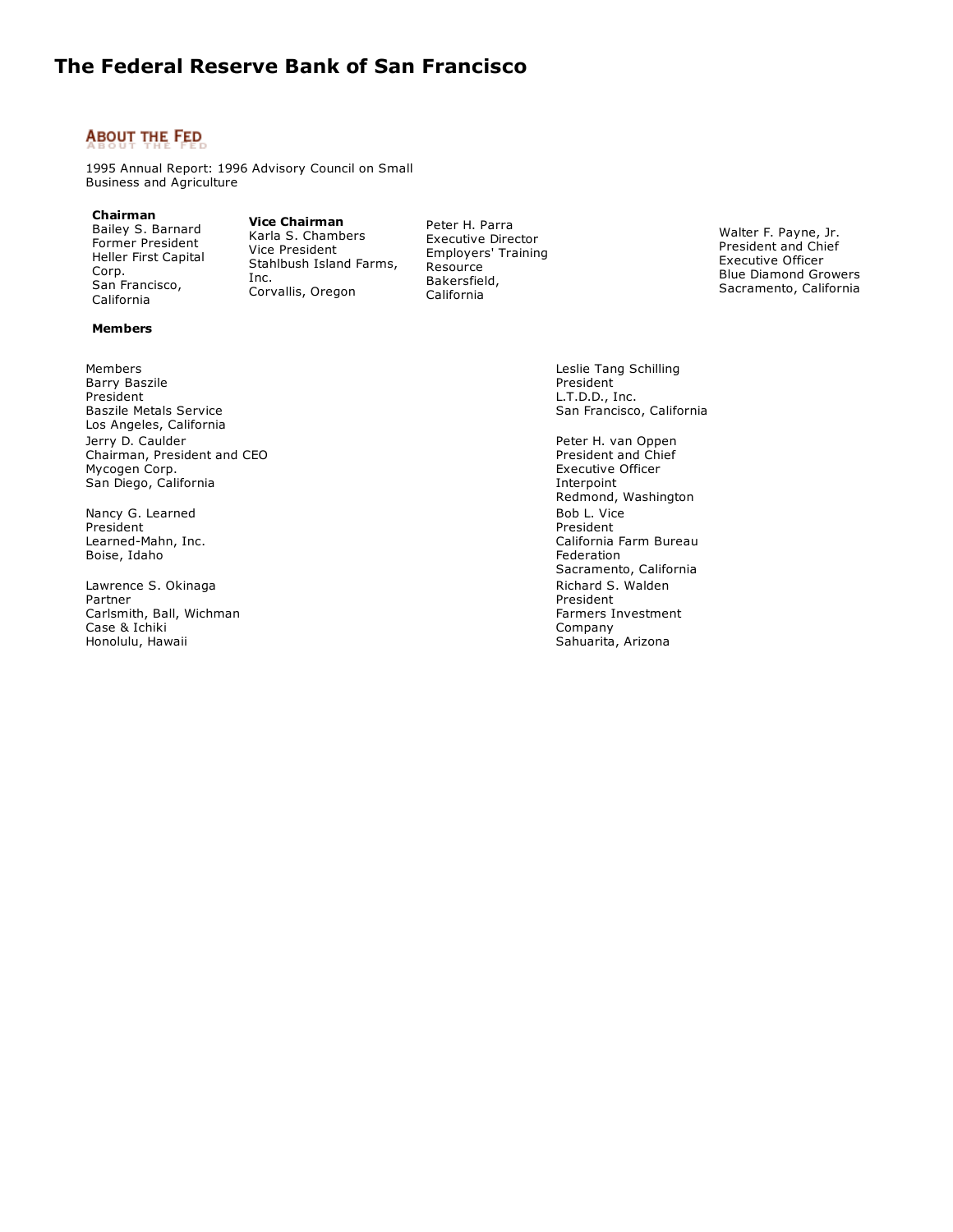# The Federal Reserve Bank of San Francisco

## ABOUT THE FED

1995 Annual Report: 1996 Advisory Council on Small Business and Agriculture

**Chairman**
Bailey S. Barnard
Former President
Heller First Capital Corp.
San Francisco, California

**Vice Chairman**
Karla S. Chambers
Vice President
Stahlbush Island Farms, Inc.
Corvallis, Oregon

Peter H. Parra
Executive Director
Employers' Training Resource
Bakersfield, California

Walter F. Payne, Jr.
President and Chief Executive Officer
Blue Diamond Growers
Sacramento, California

**Members**

Members
Barry Baszile
President
Baszile Metals Service
Los Angeles, California

Jerry D. Caulder
Chairman, President and CEO
Mycogen Corp.
San Diego, California

Nancy G. Learned
President
Learned-Mahn, Inc.
Boise, Idaho

Lawrence S. Okinaga
Partner
Carlsmith, Ball, Wichman Case & Ichiki
Honolulu, Hawaii

Leslie Tang Schilling
President
L.T.D.D., Inc.
San Francisco, California

Peter H. van Oppen
President and Chief Executive Officer
Interpoint
Redmond, Washington

Bob L. Vice
President
California Farm Bureau Federation
Sacramento, California

Richard S. Walden
President
Farmers Investment Company
Sahuarita, Arizona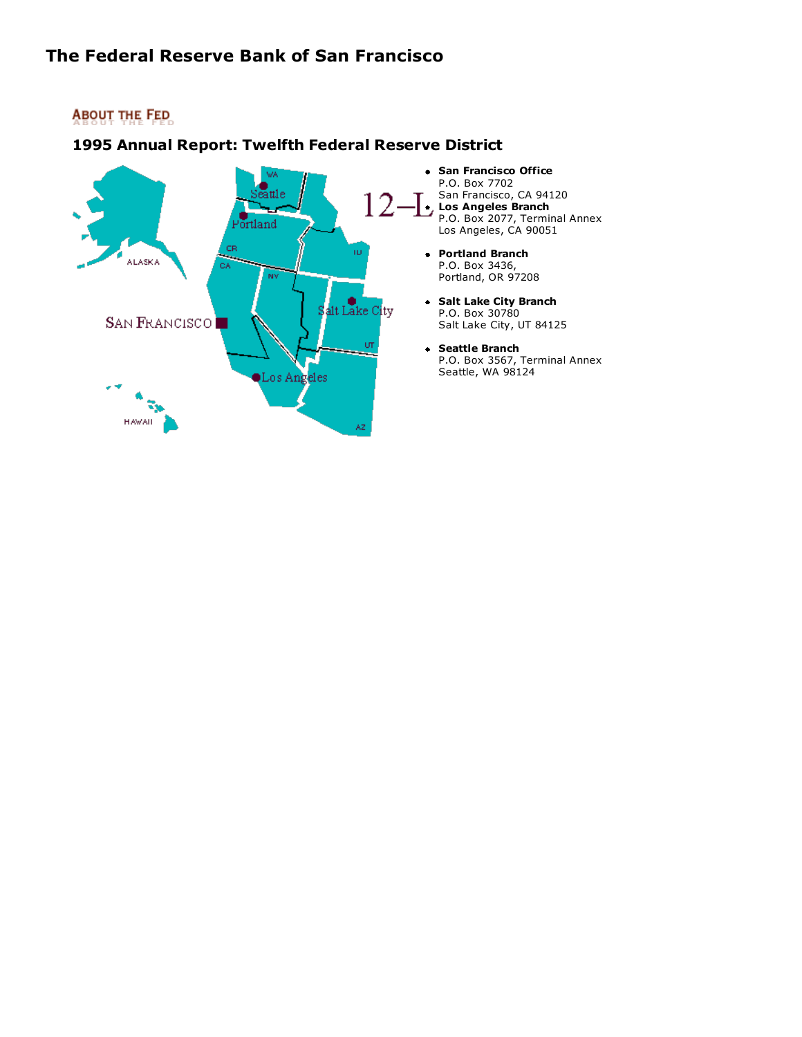# The Federal Reserve Bank of San Francisco

About the Fed

## 1995 Annual Report: Twelfth Federal Reserve District

WA
Seattle
Portland
OR
ID
CA
NV
Salt Lake City
SAN FRANCISCO
UT
Los Angeles
AZ
ALASKA
HAWAII
12–L

- **San Francisco Office**
  P.O. Box 7702
  San Francisco, CA 94120
- **Los Angeles Branch**
  P.O. Box 2077, Terminal Annex
  Los Angeles, CA 90051
- **Portland Branch**
  P.O. Box 3436,
  Portland, OR 97208
- **Salt Lake City Branch**
  P.O. Box 30780
  Salt Lake City, UT 84125
- **Seattle Branch**
  P.O. Box 3567, Terminal Annex
  Seattle, WA 98124